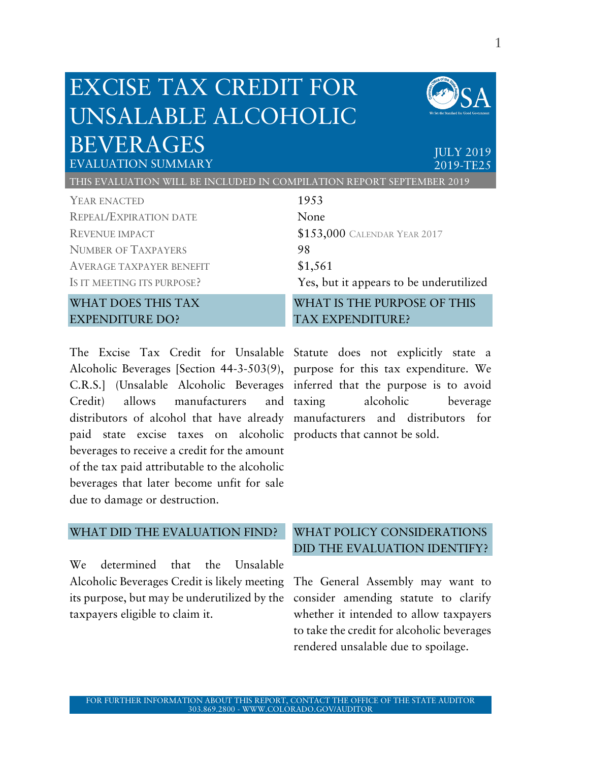# EXCISE TAX CREDIT FOR UNSALABLE ALCOHOLIC BEVERAGES

EVALUATION SUMMARY

JULY 2019
2019-TE25

THIS EVALUATION WILL BE INCLUDED IN COMPILATION REPORT SEPTEMBER 2019

| | |
|---|---|
| YEAR ENACTED | 1953 |
| REPEAL/EXPIRATION DATE | None |
| REVENUE IMPACT | $153,000 CALENDAR YEAR 2017 |
| NUMBER OF TAXPAYERS | 98 |
| AVERAGE TAXPAYER BENEFIT | $1,561 |
| IS IT MEETING ITS PURPOSE? | Yes, but it appears to be underutilized |

## WHAT DOES THIS TAX EXPENDITURE DO?

The Excise Tax Credit for Unsalable Alcoholic Beverages [Section 44-3-503(9), C.R.S.] (Unsalable Alcoholic Beverages Credit) allows manufacturers and distributors of alcohol that have already paid state excise taxes on alcoholic beverages to receive a credit for the amount of the tax paid attributable to the alcoholic beverages that later become unfit for sale due to damage or destruction.

## WHAT IS THE PURPOSE OF THIS TAX EXPENDITURE?

Statute does not explicitly state a purpose for this tax expenditure. We inferred that the purpose is to avoid taxing alcoholic beverage manufacturers and distributors for products that cannot be sold.

## WHAT DID THE EVALUATION FIND?

We determined that the Unsalable Alcoholic Beverages Credit is likely meeting its purpose, but may be underutilized by the taxpayers eligible to claim it.

## WHAT POLICY CONSIDERATIONS DID THE EVALUATION IDENTIFY?

The General Assembly may want to consider amending statute to clarify whether it intended to allow taxpayers to take the credit for alcoholic beverages rendered unsalable due to spoilage.

FOR FURTHER INFORMATION ABOUT THIS REPORT, CONTACT THE OFFICE OF THE STATE AUDITOR
303.869.2800 - WWW.COLORADO.GOV/AUDITOR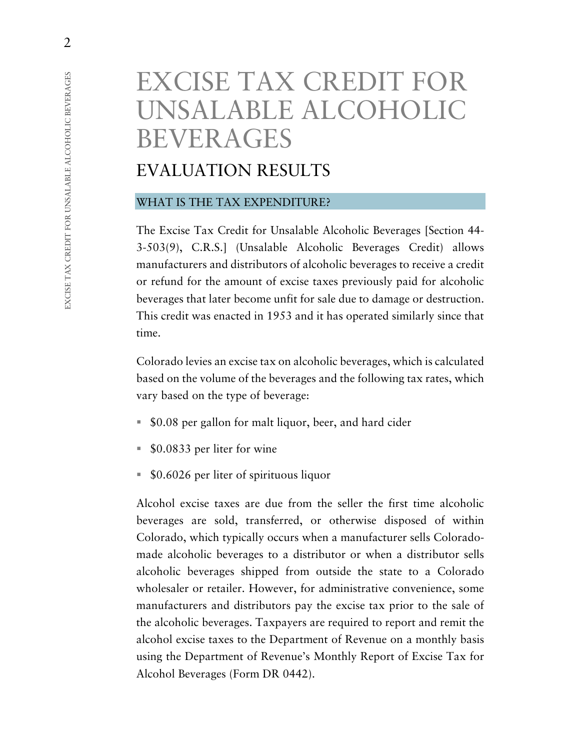# EXCISE TAX CREDIT FOR UNSALABLE ALCOHOLIC BEVERAGES

## EVALUATION RESULTS

### WHAT IS THE TAX EXPENDITURE?

The Excise Tax Credit for Unsalable Alcoholic Beverages [Section 44-3-503(9), C.R.S.] (Unsalable Alcoholic Beverages Credit) allows manufacturers and distributors of alcoholic beverages to receive a credit or refund for the amount of excise taxes previously paid for alcoholic beverages that later become unfit for sale due to damage or destruction. This credit was enacted in 1953 and it has operated similarly since that time.

Colorado levies an excise tax on alcoholic beverages, which is calculated based on the volume of the beverages and the following tax rates, which vary based on the type of beverage:

- $0.08 per gallon for malt liquor, beer, and hard cider
- $0.0833 per liter for wine
- $0.6026 per liter of spirituous liquor

Alcohol excise taxes are due from the seller the first time alcoholic beverages are sold, transferred, or otherwise disposed of within Colorado, which typically occurs when a manufacturer sells Colorado-made alcoholic beverages to a distributor or when a distributor sells alcoholic beverages shipped from outside the state to a Colorado wholesaler or retailer. However, for administrative convenience, some manufacturers and distributors pay the excise tax prior to the sale of the alcoholic beverages. Taxpayers are required to report and remit the alcohol excise taxes to the Department of Revenue on a monthly basis using the Department of Revenue's Monthly Report of Excise Tax for Alcohol Beverages (Form DR 0442).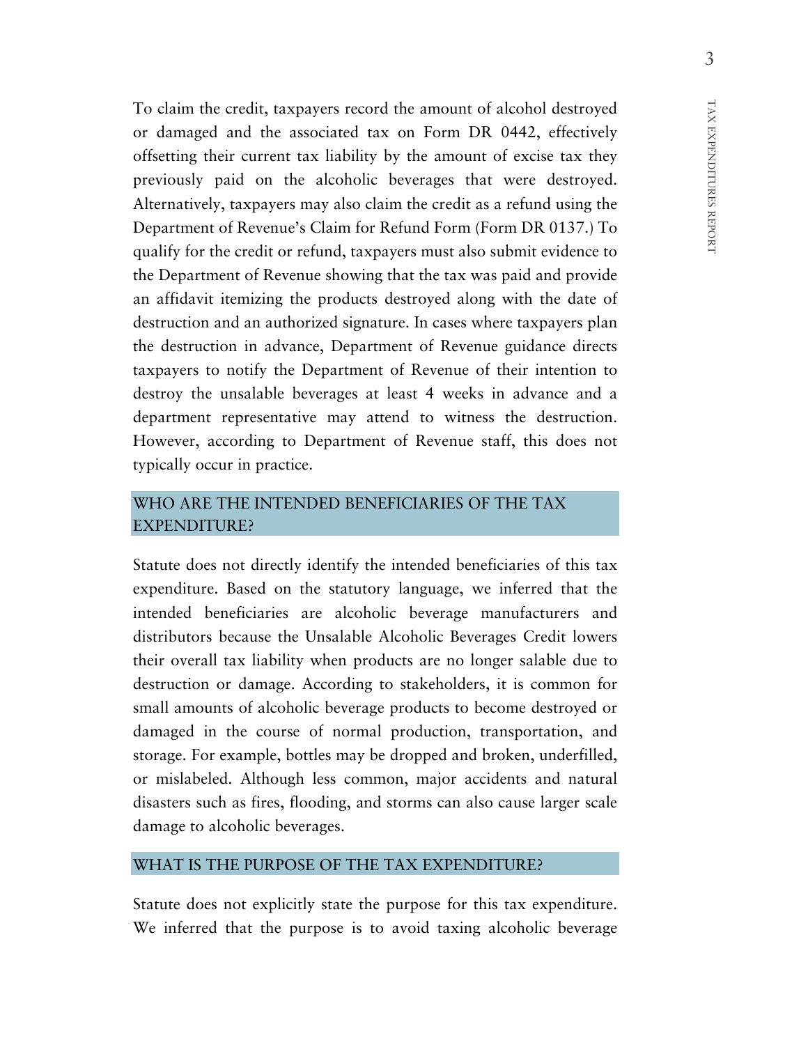To claim the credit, taxpayers record the amount of alcohol destroyed or damaged and the associated tax on Form DR 0442, effectively offsetting their current tax liability by the amount of excise tax they previously paid on the alcoholic beverages that were destroyed. Alternatively, taxpayers may also claim the credit as a refund using the Department of Revenue's Claim for Refund Form (Form DR 0137.) To qualify for the credit or refund, taxpayers must also submit evidence to the Department of Revenue showing that the tax was paid and provide an affidavit itemizing the products destroyed along with the date of destruction and an authorized signature. In cases where taxpayers plan the destruction in advance, Department of Revenue guidance directs taxpayers to notify the Department of Revenue of their intention to destroy the unsalable beverages at least 4 weeks in advance and a department representative may attend to witness the destruction. However, according to Department of Revenue staff, this does not typically occur in practice.

## WHO ARE THE INTENDED BENEFICIARIES OF THE TAX EXPENDITURE?

Statute does not directly identify the intended beneficiaries of this tax expenditure. Based on the statutory language, we inferred that the intended beneficiaries are alcoholic beverage manufacturers and distributors because the Unsalable Alcoholic Beverages Credit lowers their overall tax liability when products are no longer salable due to destruction or damage. According to stakeholders, it is common for small amounts of alcoholic beverage products to become destroyed or damaged in the course of normal production, transportation, and storage. For example, bottles may be dropped and broken, underfilled, or mislabeled. Although less common, major accidents and natural disasters such as fires, flooding, and storms can also cause larger scale damage to alcoholic beverages.

## WHAT IS THE PURPOSE OF THE TAX EXPENDITURE?

Statute does not explicitly state the purpose for this tax expenditure. We inferred that the purpose is to avoid taxing alcoholic beverage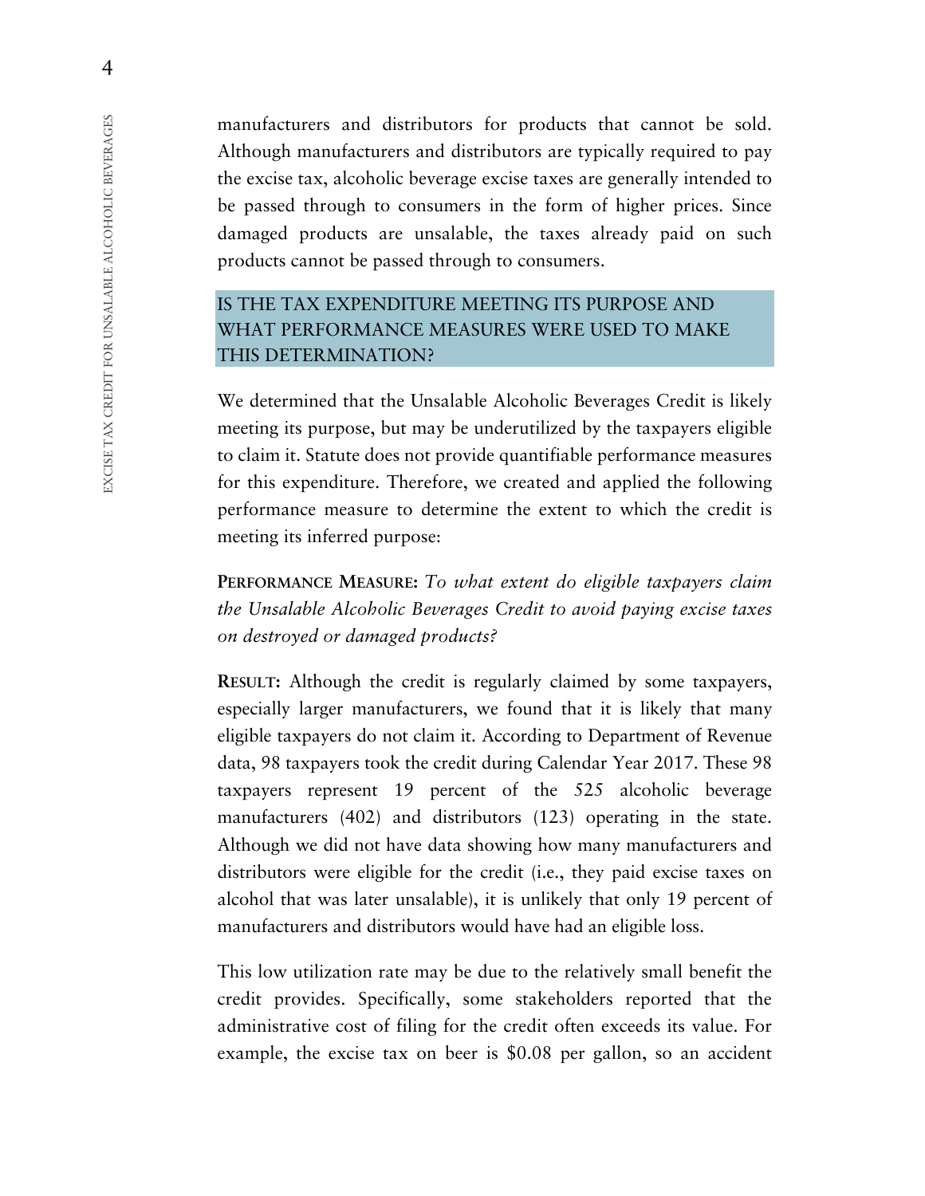manufacturers and distributors for products that cannot be sold. Although manufacturers and distributors are typically required to pay the excise tax, alcoholic beverage excise taxes are generally intended to be passed through to consumers in the form of higher prices. Since damaged products are unsalable, the taxes already paid on such products cannot be passed through to consumers.

## IS THE TAX EXPENDITURE MEETING ITS PURPOSE AND WHAT PERFORMANCE MEASURES WERE USED TO MAKE THIS DETERMINATION?

We determined that the Unsalable Alcoholic Beverages Credit is likely meeting its purpose, but may be underutilized by the taxpayers eligible to claim it. Statute does not provide quantifiable performance measures for this expenditure. Therefore, we created and applied the following performance measure to determine the extent to which the credit is meeting its inferred purpose:

**PERFORMANCE MEASURE:** *To what extent do eligible taxpayers claim the Unsalable Alcoholic Beverages Credit to avoid paying excise taxes on destroyed or damaged products?*

**RESULT:** Although the credit is regularly claimed by some taxpayers, especially larger manufacturers, we found that it is likely that many eligible taxpayers do not claim it. According to Department of Revenue data, 98 taxpayers took the credit during Calendar Year 2017. These 98 taxpayers represent 19 percent of the 525 alcoholic beverage manufacturers (402) and distributors (123) operating in the state. Although we did not have data showing how many manufacturers and distributors were eligible for the credit (i.e., they paid excise taxes on alcohol that was later unsalable), it is unlikely that only 19 percent of manufacturers and distributors would have had an eligible loss.

This low utilization rate may be due to the relatively small benefit the credit provides. Specifically, some stakeholders reported that the administrative cost of filing for the credit often exceeds its value. For example, the excise tax on beer is $0.08 per gallon, so an accident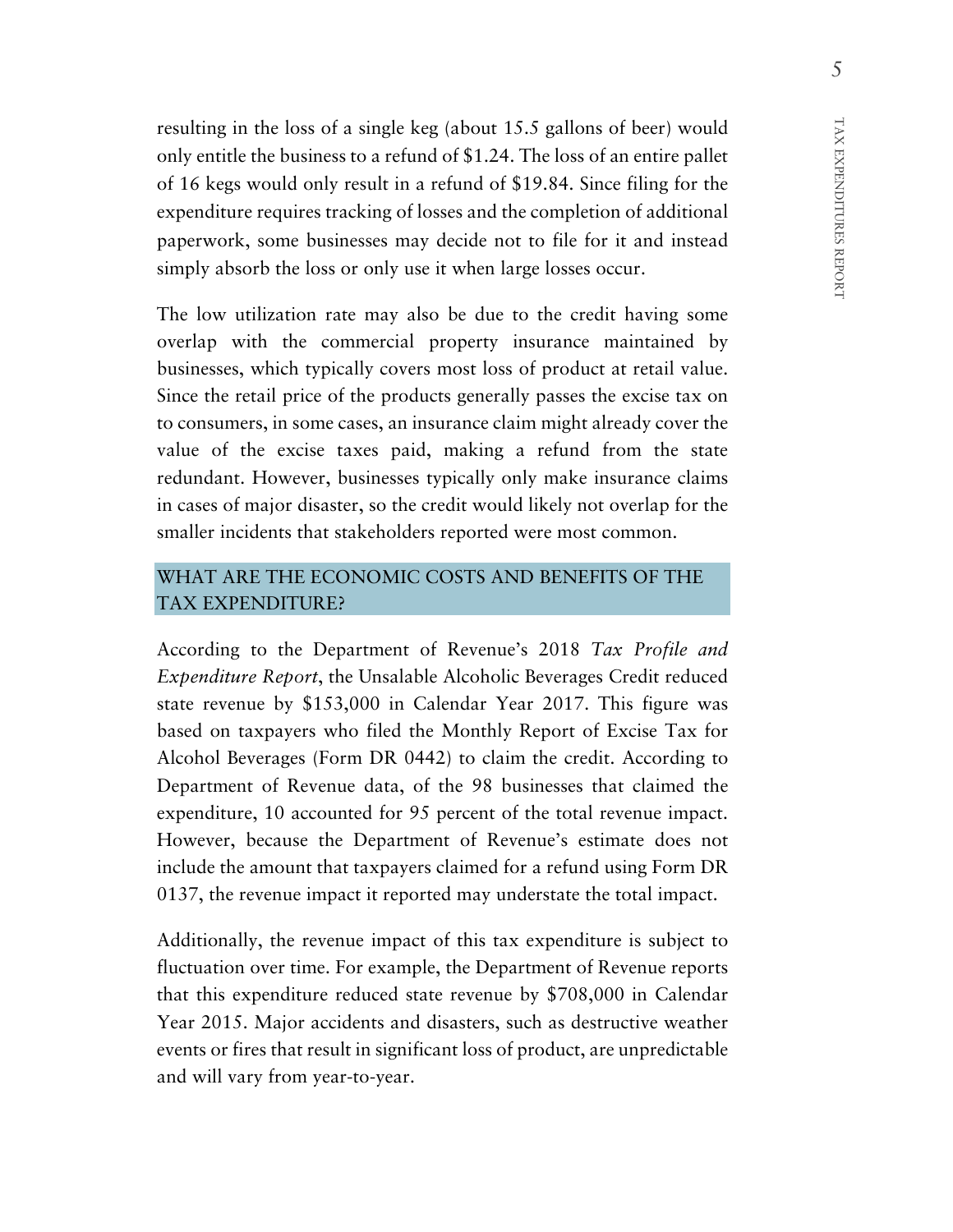resulting in the loss of a single keg (about 15.5 gallons of beer) would only entitle the business to a refund of $1.24. The loss of an entire pallet of 16 kegs would only result in a refund of $19.84. Since filing for the expenditure requires tracking of losses and the completion of additional paperwork, some businesses may decide not to file for it and instead simply absorb the loss or only use it when large losses occur.

The low utilization rate may also be due to the credit having some overlap with the commercial property insurance maintained by businesses, which typically covers most loss of product at retail value. Since the retail price of the products generally passes the excise tax on to consumers, in some cases, an insurance claim might already cover the value of the excise taxes paid, making a refund from the state redundant. However, businesses typically only make insurance claims in cases of major disaster, so the credit would likely not overlap for the smaller incidents that stakeholders reported were most common.

## WHAT ARE THE ECONOMIC COSTS AND BENEFITS OF THE TAX EXPENDITURE?

According to the Department of Revenue's 2018 *Tax Profile and Expenditure Report*, the Unsalable Alcoholic Beverages Credit reduced state revenue by $153,000 in Calendar Year 2017. This figure was based on taxpayers who filed the Monthly Report of Excise Tax for Alcohol Beverages (Form DR 0442) to claim the credit. According to Department of Revenue data, of the 98 businesses that claimed the expenditure, 10 accounted for 95 percent of the total revenue impact. However, because the Department of Revenue's estimate does not include the amount that taxpayers claimed for a refund using Form DR 0137, the revenue impact it reported may understate the total impact.

Additionally, the revenue impact of this tax expenditure is subject to fluctuation over time. For example, the Department of Revenue reports that this expenditure reduced state revenue by $708,000 in Calendar Year 2015. Major accidents and disasters, such as destructive weather events or fires that result in significant loss of product, are unpredictable and will vary from year-to-year.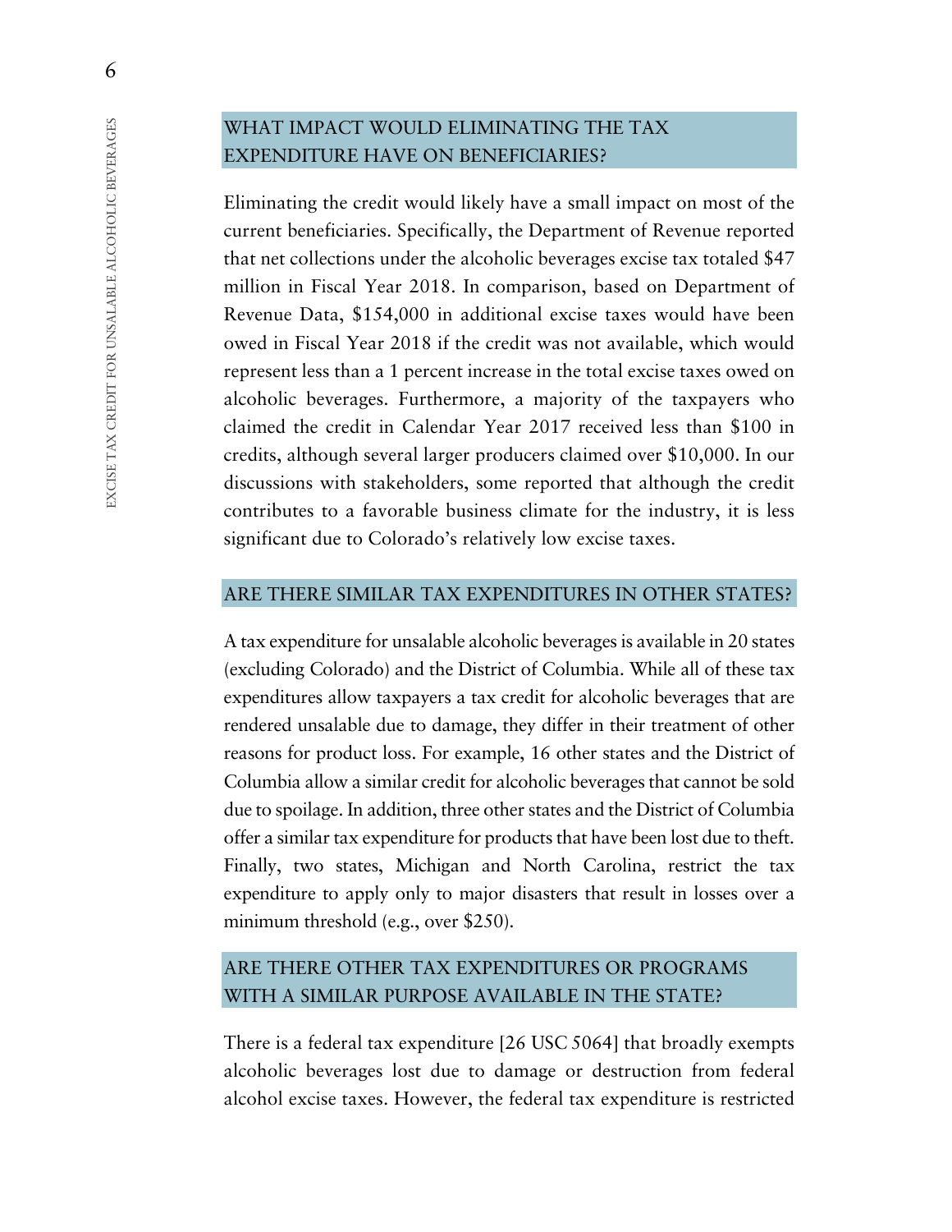## WHAT IMPACT WOULD ELIMINATING THE TAX EXPENDITURE HAVE ON BENEFICIARIES?

Eliminating the credit would likely have a small impact on most of the current beneficiaries. Specifically, the Department of Revenue reported that net collections under the alcoholic beverages excise tax totaled $47 million in Fiscal Year 2018. In comparison, based on Department of Revenue Data, $154,000 in additional excise taxes would have been owed in Fiscal Year 2018 if the credit was not available, which would represent less than a 1 percent increase in the total excise taxes owed on alcoholic beverages. Furthermore, a majority of the taxpayers who claimed the credit in Calendar Year 2017 received less than $100 in credits, although several larger producers claimed over $10,000. In our discussions with stakeholders, some reported that although the credit contributes to a favorable business climate for the industry, it is less significant due to Colorado's relatively low excise taxes.

## ARE THERE SIMILAR TAX EXPENDITURES IN OTHER STATES?

A tax expenditure for unsalable alcoholic beverages is available in 20 states (excluding Colorado) and the District of Columbia. While all of these tax expenditures allow taxpayers a tax credit for alcoholic beverages that are rendered unsalable due to damage, they differ in their treatment of other reasons for product loss. For example, 16 other states and the District of Columbia allow a similar credit for alcoholic beverages that cannot be sold due to spoilage. In addition, three other states and the District of Columbia offer a similar tax expenditure for products that have been lost due to theft. Finally, two states, Michigan and North Carolina, restrict the tax expenditure to apply only to major disasters that result in losses over a minimum threshold (e.g., over $250).

## ARE THERE OTHER TAX EXPENDITURES OR PROGRAMS WITH A SIMILAR PURPOSE AVAILABLE IN THE STATE?

There is a federal tax expenditure [26 USC 5064] that broadly exempts alcoholic beverages lost due to damage or destruction from federal alcohol excise taxes. However, the federal tax expenditure is restricted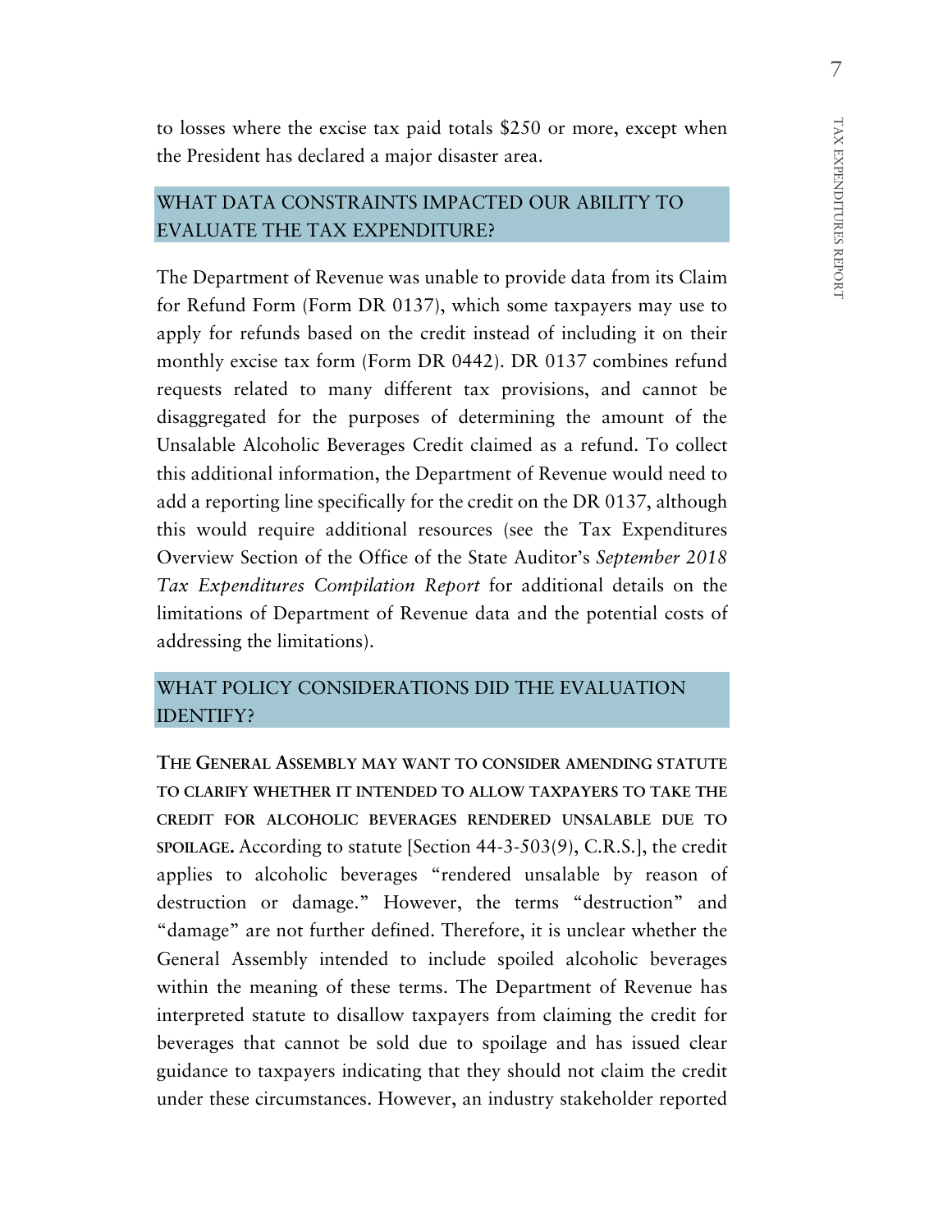to losses where the excise tax paid totals $250 or more, except when the President has declared a major disaster area.

## WHAT DATA CONSTRAINTS IMPACTED OUR ABILITY TO EVALUATE THE TAX EXPENDITURE?

The Department of Revenue was unable to provide data from its Claim for Refund Form (Form DR 0137), which some taxpayers may use to apply for refunds based on the credit instead of including it on their monthly excise tax form (Form DR 0442). DR 0137 combines refund requests related to many different tax provisions, and cannot be disaggregated for the purposes of determining the amount of the Unsalable Alcoholic Beverages Credit claimed as a refund. To collect this additional information, the Department of Revenue would need to add a reporting line specifically for the credit on the DR 0137, although this would require additional resources (see the Tax Expenditures Overview Section of the Office of the State Auditor's *September 2018 Tax Expenditures Compilation Report* for additional details on the limitations of Department of Revenue data and the potential costs of addressing the limitations).

## WHAT POLICY CONSIDERATIONS DID THE EVALUATION IDENTIFY?

**THE GENERAL ASSEMBLY MAY WANT TO CONSIDER AMENDING STATUTE TO CLARIFY WHETHER IT INTENDED TO ALLOW TAXPAYERS TO TAKE THE CREDIT FOR ALCOHOLIC BEVERAGES RENDERED UNSALABLE DUE TO SPOILAGE.** According to statute [Section 44-3-503(9), C.R.S.], the credit applies to alcoholic beverages "rendered unsalable by reason of destruction or damage." However, the terms "destruction" and "damage" are not further defined. Therefore, it is unclear whether the General Assembly intended to include spoiled alcoholic beverages within the meaning of these terms. The Department of Revenue has interpreted statute to disallow taxpayers from claiming the credit for beverages that cannot be sold due to spoilage and has issued clear guidance to taxpayers indicating that they should not claim the credit under these circumstances. However, an industry stakeholder reported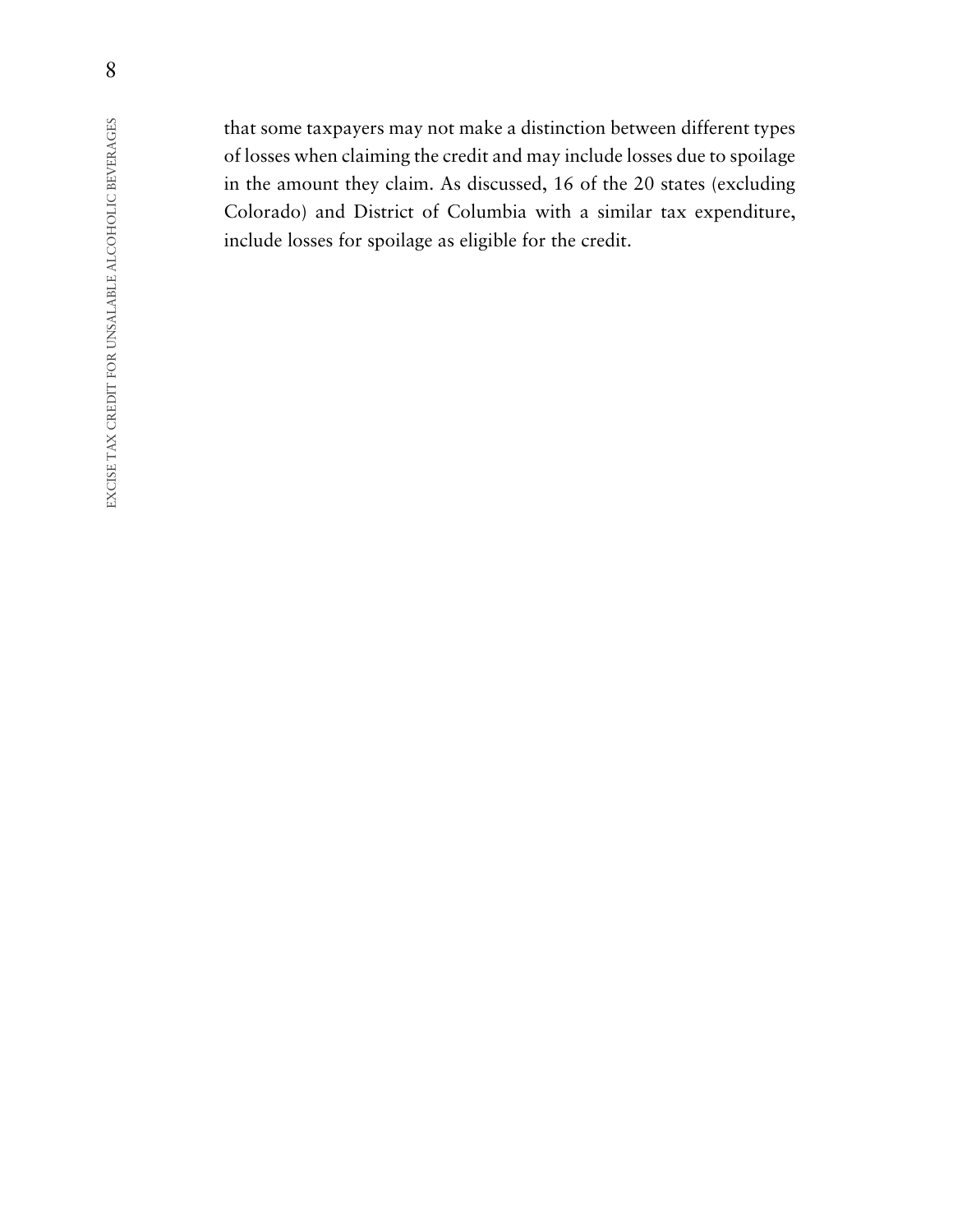that some taxpayers may not make a distinction between different types of losses when claiming the credit and may include losses due to spoilage in the amount they claim. As discussed, 16 of the 20 states (excluding Colorado) and District of Columbia with a similar tax expenditure, include losses for spoilage as eligible for the credit.